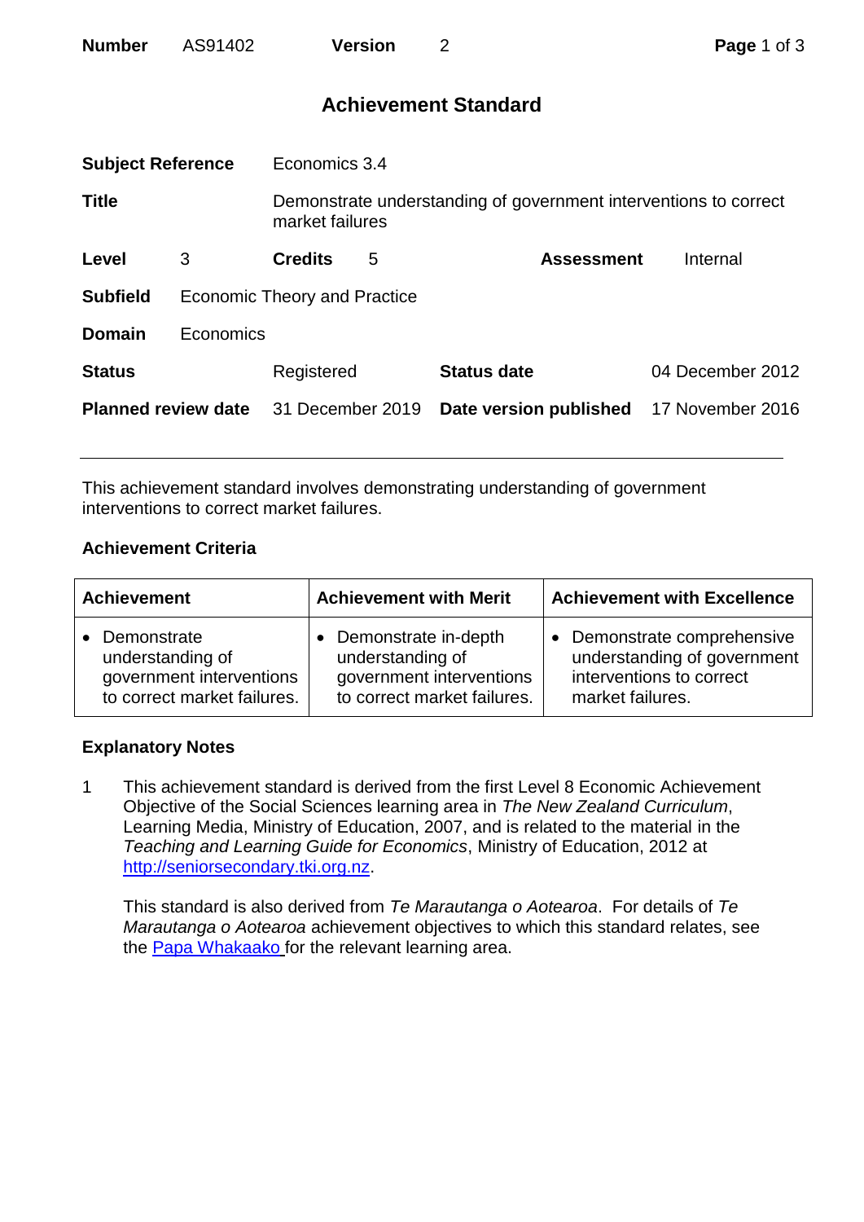| **Number** | AS91402 | **Version** | 2 |
|---|---|---|---|

## Achievement Standard

| | | | |
|---|---|---|---|
| **Subject Reference** | Economics 3.4 | | |
| **Title** | Demonstrate understanding of government interventions to correct market failures | | |
| **Level** | 3 | **Credits** | 5 |
| **Assessment** | Internal | | |
| **Subfield** | Economic Theory and Practice | | |
| **Domain** | Economics | | |
| **Status** | Registered | **Status date** | 04 December 2012 |
| **Planned review date** | 31 December 2019 | **Date version published** | 17 November 2016 |

---

This achievement standard involves demonstrating understanding of government interventions to correct market failures.

### Achievement Criteria

| Achievement | Achievement with Merit | Achievement with Excellence |
|---|---|---|
| • Demonstrate understanding of government interventions to correct market failures. | • Demonstrate in-depth understanding of government interventions to correct market failures. | • Demonstrate comprehensive understanding of government interventions to correct market failures. |

### Explanatory Notes

1 This achievement standard is derived from the first Level 8 Economic Achievement Objective of the Social Sciences learning area in *The New Zealand Curriculum*, Learning Media, Ministry of Education, 2007, and is related to the material in the *Teaching and Learning Guide for Economics*, Ministry of Education, 2012 at http://seniorsecondary.tki.org.nz.

This standard is also derived from *Te Marautanga o Aotearoa*. For details of *Te Marautanga o Aotearoa* achievement objectives to which this standard relates, see the Papa Whakaako for the relevant learning area.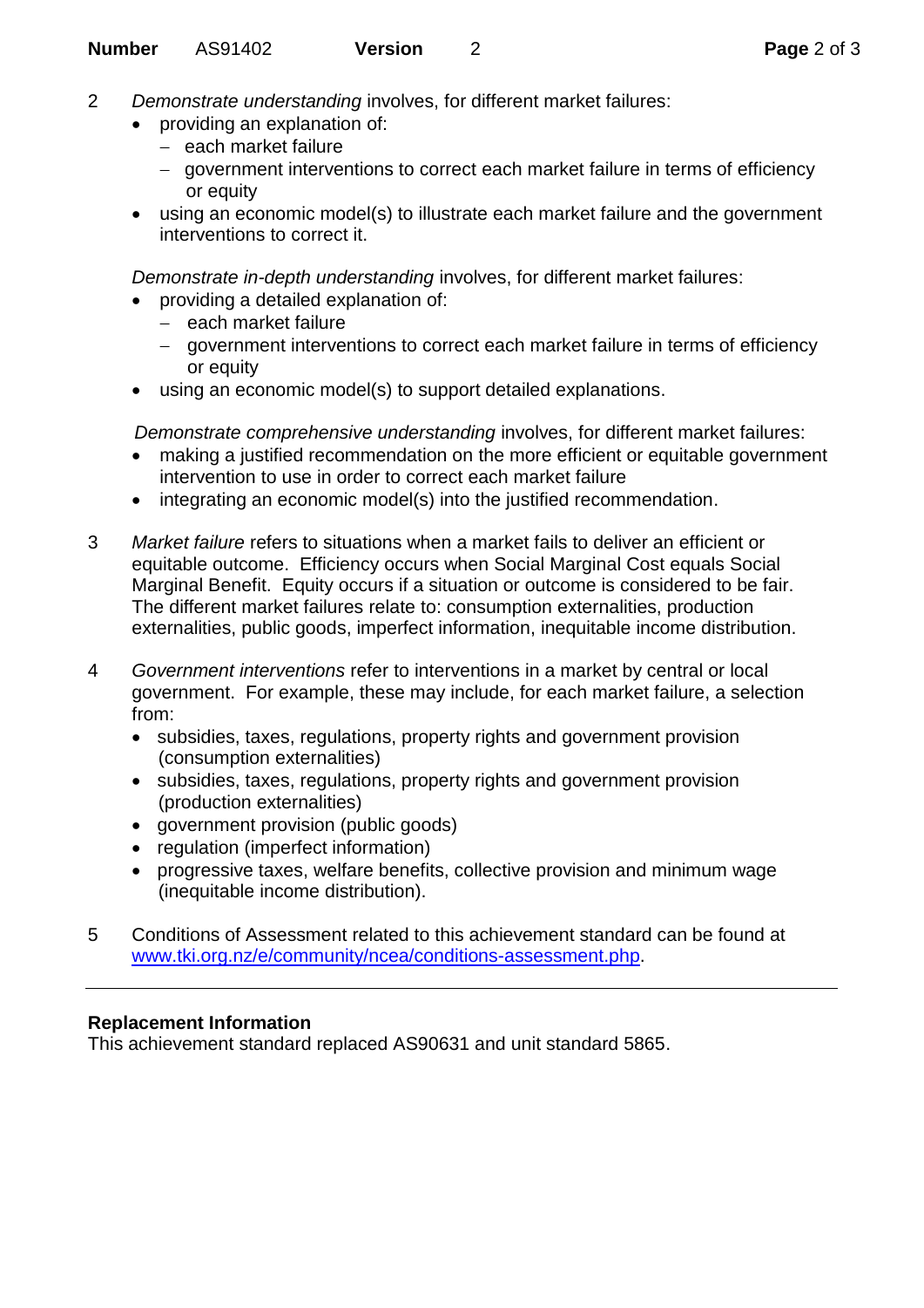2 *Demonstrate understanding* involves, for different market failures:

- providing an explanation of:
  - each market failure
  - government interventions to correct each market failure in terms of efficiency or equity
- using an economic model(s) to illustrate each market failure and the government interventions to correct it.

*Demonstrate in-depth understanding* involves, for different market failures:

- providing a detailed explanation of:
  - each market failure
  - government interventions to correct each market failure in terms of efficiency or equity
- using an economic model(s) to support detailed explanations.

*Demonstrate comprehensive understanding* involves, for different market failures:

- making a justified recommendation on the more efficient or equitable government intervention to use in order to correct each market failure
- integrating an economic model(s) into the justified recommendation.

3 *Market failure* refers to situations when a market fails to deliver an efficient or equitable outcome. Efficiency occurs when Social Marginal Cost equals Social Marginal Benefit. Equity occurs if a situation or outcome is considered to be fair. The different market failures relate to: consumption externalities, production externalities, public goods, imperfect information, inequitable income distribution.

4 *Government interventions* refer to interventions in a market by central or local government. For example, these may include, for each market failure, a selection from:

- subsidies, taxes, regulations, property rights and government provision (consumption externalities)
- subsidies, taxes, regulations, property rights and government provision (production externalities)
- government provision (public goods)
- regulation (imperfect information)
- progressive taxes, welfare benefits, collective provision and minimum wage (inequitable income distribution).

5 Conditions of Assessment related to this achievement standard can be found at [www.tki.org.nz/e/community/ncea/conditions-assessment.php](www.tki.org.nz/e/community/ncea/conditions-assessment.php).

---

**Replacement Information**

This achievement standard replaced AS90631 and unit standard 5865.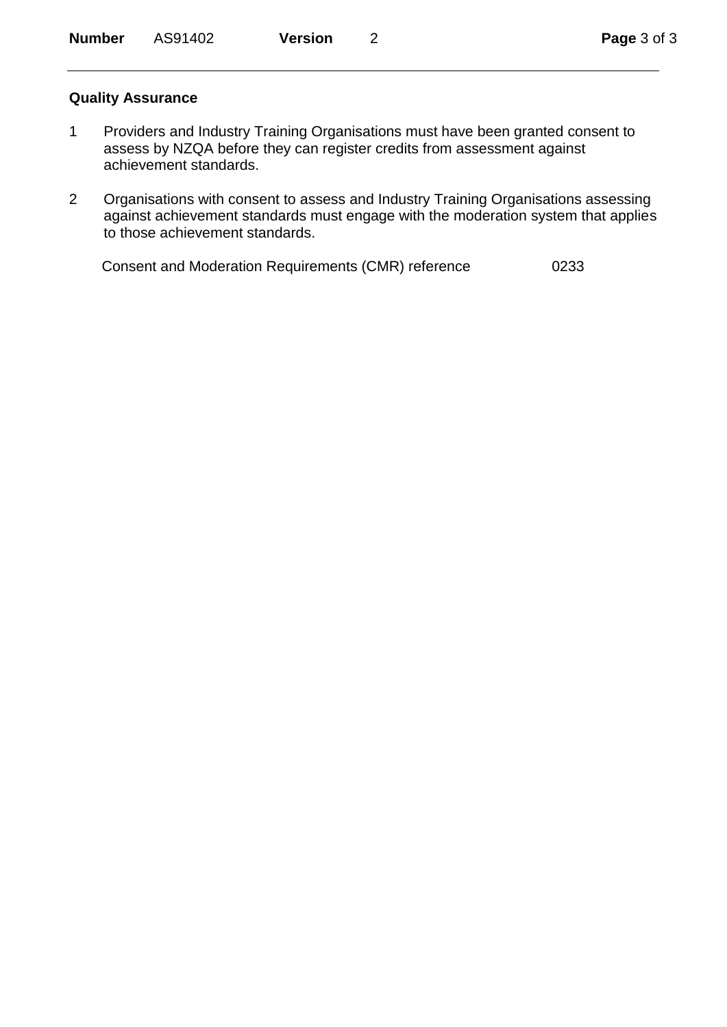**Quality Assurance**

1. Providers and Industry Training Organisations must have been granted consent to assess by NZQA before they can register credits from assessment against achievement standards.

2. Organisations with consent to assess and Industry Training Organisations assessing against achievement standards must engage with the moderation system that applies to those achievement standards.

| | |
|---|---|
| Consent and Moderation Requirements (CMR) reference | 0233 |